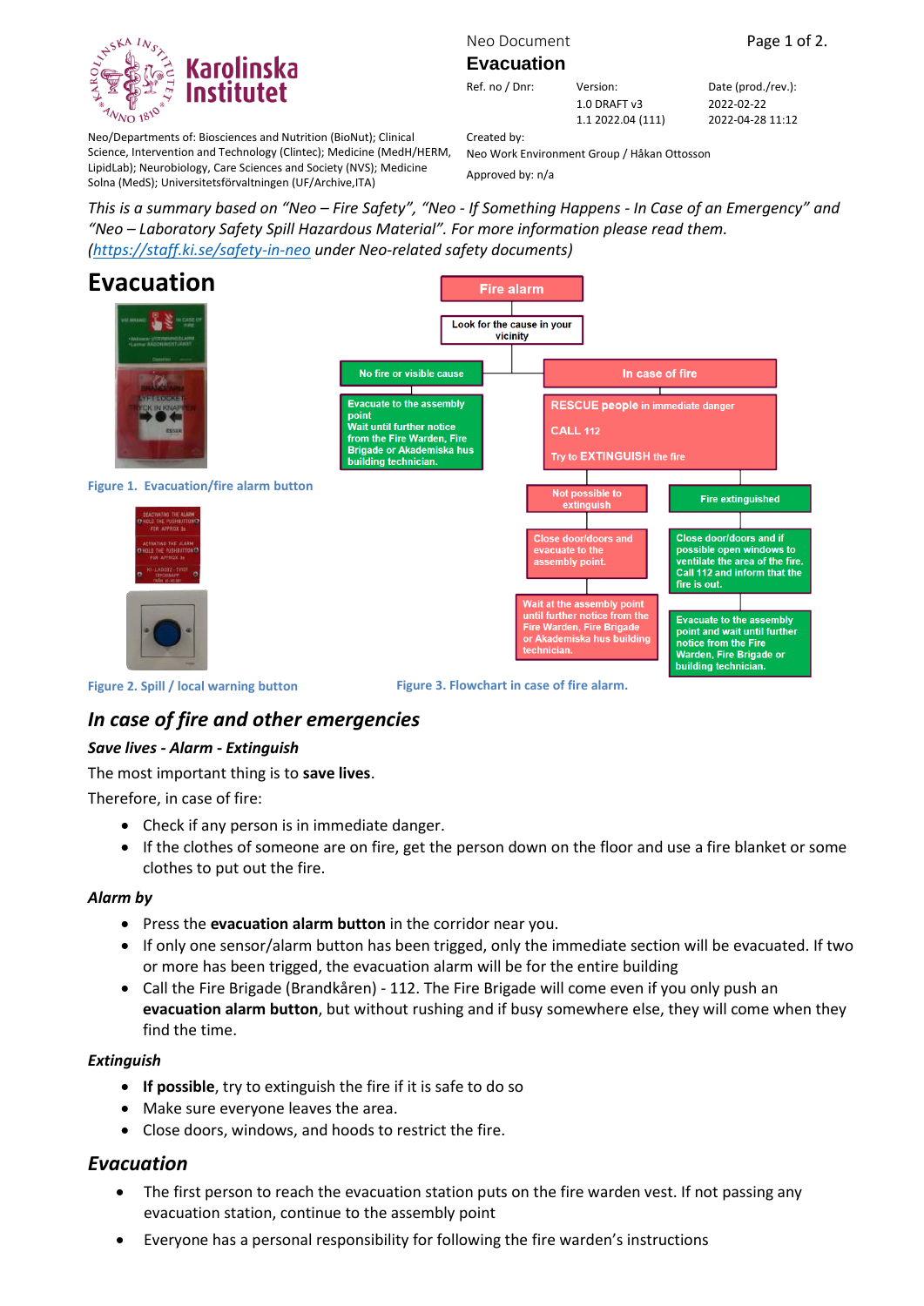Karolinska Institutet

Neo/Departments of: Biosciences and Nutrition (BioNut); Clinical Science, Intervention and Technology (Clintec); Medicine (MedH/HERM, LipidLab); Neurobiology, Care Sciences and Society (NVS); Medicine Solna (MedS); Universitetsförvaltningen (UF/Archive,ITA)

Neo Document

**Evacuation**

| Ref. no / Dnr: | Version: | Date (prod./rev.): |
|---|---|---|
| | 1.0 DRAFT v3 | 2022-02-22 |
| | 1.1 2022.04 (111) | 2022-04-28 11:12 |

Created by:
Neo Work Environment Group / Håkan Ottosson

Approved by: n/a

*This is a summary based on "Neo – Fire Safety", "Neo - If Something Happens - In Case of an Emergency" and "Neo – Laboratory Safety Spill Hazardous Material". For more information please read them. ([https://staff.ki.se/safety-in-neo](https://staff.ki.se/safety-in-neo) under Neo-related safety documents)*

# Evacuation

Figure 1. Evacuation/fire alarm button

Figure 2. Spill / local warning button

- Fire alarm
  - Look for the cause in your vicinity
    - No fire or visible cause
      - Evacuate to the assembly point. Wait until further notice from the Fire Warden, Fire Brigade or Akademiska hus building technician.
    - In case of fire
      - RESCUE people in immediate danger. CALL 112. Try to EXTINGUISH the fire.
        - Not possible to extinguish
          - Close door/doors and evacuate to the assembly point.
          - Wait at the assembly point until further notice from the Fire Warden, Fire Brigade or Akademiska hus building technician.
        - Fire extinguished
          - Close door/doors and if possible open windows to ventilate the area of the fire. Call 112 and inform that the fire is out.
          - Evacuate to the assembly point and wait until further notice from the Fire Warden, Fire Brigade or building technician.

Figure 3. Flowchart in case of fire alarm.

## *In case of fire and other emergencies*

***Save lives - Alarm - Extinguish***

The most important thing is to **save lives**.

Therefore, in case of fire:

- Check if any person is in immediate danger.
- If the clothes of someone are on fire, get the person down on the floor and use a fire blanket or some clothes to put out the fire.

***Alarm by***

- Press the **evacuation alarm button** in the corridor near you.
- If only one sensor/alarm button has been trigged, only the immediate section will be evacuated. If two or more has been trigged, the evacuation alarm will be for the entire building
- Call the Fire Brigade (Brandkåren) - 112. The Fire Brigade will come even if you only push an **evacuation alarm button**, but without rushing and if busy somewhere else, they will come when they find the time.

***Extinguish***

- **If possible**, try to extinguish the fire if it is safe to do so
- Make sure everyone leaves the area.
- Close doors, windows, and hoods to restrict the fire.

## *Evacuation*

- The first person to reach the evacuation station puts on the fire warden vest. If not passing any evacuation station, continue to the assembly point
- Everyone has a personal responsibility for following the fire warden's instructions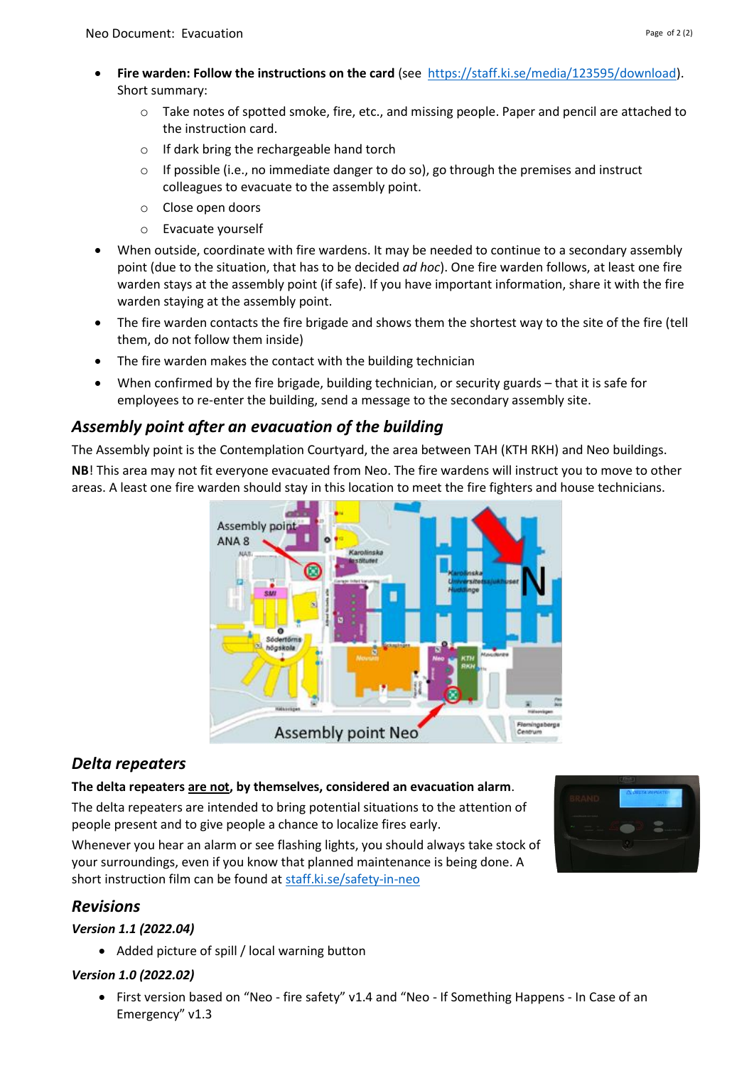- **Fire warden: Follow the instructions on the card** (see https://staff.ki.se/media/123595/download). Short summary:
  - Take notes of spotted smoke, fire, etc., and missing people. Paper and pencil are attached to the instruction card.
  - If dark bring the rechargeable hand torch
  - If possible (i.e., no immediate danger to do so), go through the premises and instruct colleagues to evacuate to the assembly point.
  - Close open doors
  - Evacuate yourself
- When outside, coordinate with fire wardens. It may be needed to continue to a secondary assembly point (due to the situation, that has to be decided *ad hoc*). One fire warden follows, at least one fire warden stays at the assembly point (if safe). If you have important information, share it with the fire warden staying at the assembly point.
- The fire warden contacts the fire brigade and shows them the shortest way to the site of the fire (tell them, do not follow them inside)
- The fire warden makes the contact with the building technician
- When confirmed by the fire brigade, building technician, or security guards – that it is safe for employees to re-enter the building, send a message to the secondary assembly site.

## *Assembly point after an evacuation of the building*

The Assembly point is the Contemplation Courtyard, the area between TAH (KTH RKH) and Neo buildings.

**NB**! This area may not fit everyone evacuated from Neo. The fire wardens will instruct you to move to other areas. A least one fire warden should stay in this location to meet the fire fighters and house technicians.

Assembly point ANA 8

Assembly point Neo

## *Delta repeaters*

**The delta repeaters are not, by themselves, considered an evacuation alarm**.

The delta repeaters are intended to bring potential situations to the attention of people present and to give people a chance to localize fires early.

Whenever you hear an alarm or see flashing lights, you should always take stock of your surroundings, even if you know that planned maintenance is being done. A short instruction film can be found at staff.ki.se/safety-in-neo

## *Revisions*

### *Version 1.1 (2022.04)*

- Added picture of spill / local warning button

### *Version 1.0 (2022.02)*

- First version based on "Neo - fire safety" v1.4 and "Neo - If Something Happens - In Case of an Emergency" v1.3